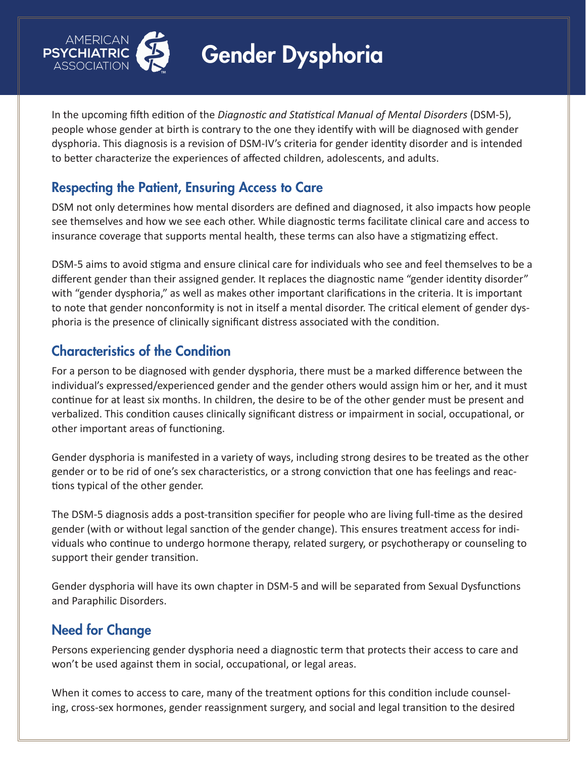# Gender Dysphoria

In the upcoming fifth edition of the *Diagnostic and Statistical Manual of Mental Disorders* (DSM-5), people whose gender at birth is contrary to the one they identify with will be diagnosed with gender dysphoria. This diagnosis is a revision of DSM-IV's criteria for gender identity disorder and is intended to better characterize the experiences of affected children, adolescents, and adults.

## Respecting the Patient, Ensuring Access to Care

DSM not only determines how mental disorders are defined and diagnosed, it also impacts how people see themselves and how we see each other. While diagnostic terms facilitate clinical care and access to insurance coverage that supports mental health, these terms can also have a stigmatizing effect.

DSM-5 aims to avoid stigma and ensure clinical care for individuals who see and feel themselves to be a different gender than their assigned gender. It replaces the diagnostic name "gender identity disorder" with "gender dysphoria," as well as makes other important clarifications in the criteria. It is important to note that gender nonconformity is not in itself a mental disorder. The critical element of gender dysphoria is the presence of clinically significant distress associated with the condition.

## Characteristics of the Condition

For a person to be diagnosed with gender dysphoria, there must be a marked difference between the individual's expressed/experienced gender and the gender others would assign him or her, and it must continue for at least six months. In children, the desire to be of the other gender must be present and verbalized. This condition causes clinically significant distress or impairment in social, occupational, or other important areas of functioning.

Gender dysphoria is manifested in a variety of ways, including strong desires to be treated as the other gender or to be rid of one's sex characteristics, or a strong conviction that one has feelings and reactions typical of the other gender.

The DSM-5 diagnosis adds a post-transition specifier for people who are living full-time as the desired gender (with or without legal sanction of the gender change). This ensures treatment access for individuals who continue to undergo hormone therapy, related surgery, or psychotherapy or counseling to support their gender transition.

Gender dysphoria will have its own chapter in DSM-5 and will be separated from Sexual Dysfunctions and Paraphilic Disorders.

## Need for Change

Persons experiencing gender dysphoria need a diagnostic term that protects their access to care and won't be used against them in social, occupational, or legal areas.

When it comes to access to care, many of the treatment options for this condition include counseling, cross-sex hormones, gender reassignment surgery, and social and legal transition to the desired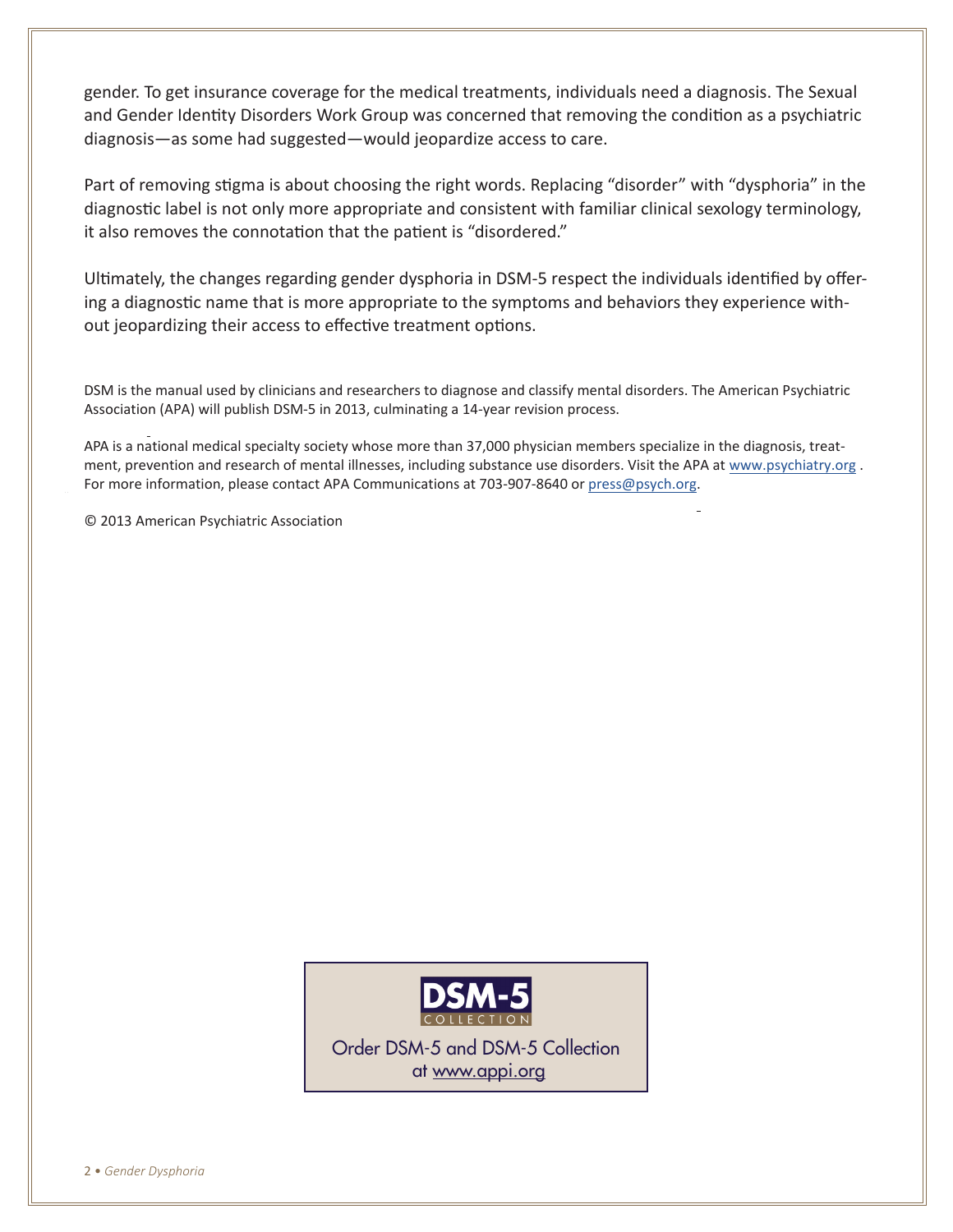gender. To get insurance coverage for the medical treatments, individuals need a diagnosis. The Sexual and Gender Identity Disorders Work Group was concerned that removing the condition as a psychiatric diagnosis—as some had suggested—would jeopardize access to care.

Part of removing stigma is about choosing the right words. Replacing "disorder" with "dysphoria" in the diagnostic label is not only more appropriate and consistent with familiar clinical sexology terminology, it also removes the connotation that the patient is "disordered."

Ultimately, the changes regarding gender dysphoria in DSM-5 respect the individuals identified by offering a diagnostic name that is more appropriate to the symptoms and behaviors they experience without jeopardizing their access to effective treatment options.

DSM is the manual used by clinicians and researchers to diagnose and classify mental disorders. The American Psychiatric Association (APA) will publish DSM-5 in 2013, culminating a 14-year revision process.

APA is a national medical specialty society whose more than 37,000 physician members specialize in the diagnosis, treatment, prevention and research of mental illnesses, including substance use disorders. Visit the APA at www.psychiatry.org . For more information, please contact APA Communications at 703-907-8640 or press@psych.org.

© 2013 American Psychiatric Association

DSM-5 COLLECTION

Order DSM-5 and DSM-5 Collection at www.appi.org